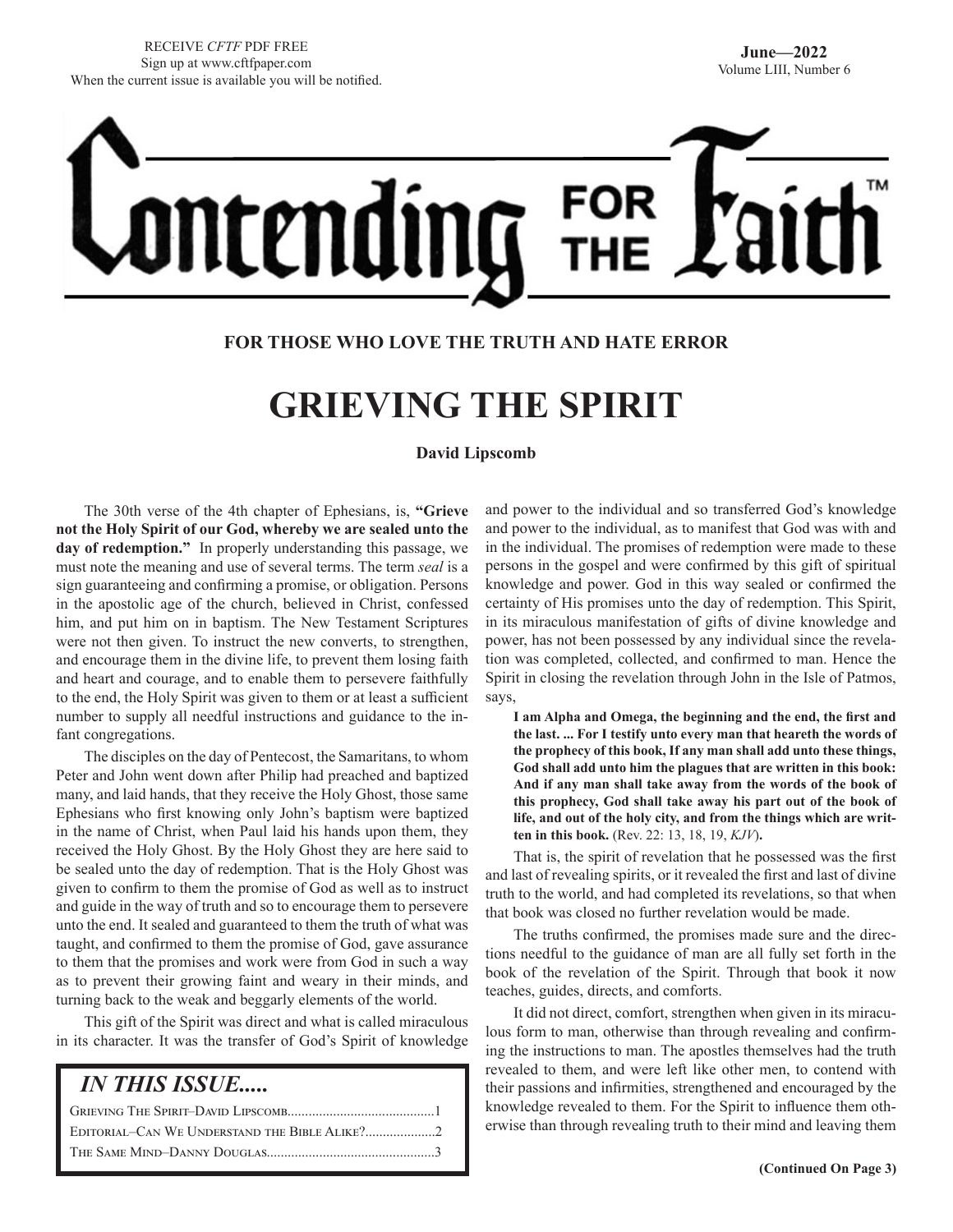RECEIVE *CFTF* PDF FREE
Sign up at www.cftfpaper.com
When the current issue is available you will be notified.

**June—2022**
Volume LIII, Number 6

# Contending FOR THE Faith™

**FOR THOSE WHO LOVE THE TRUTH AND HATE ERROR**

## GRIEVING THE SPIRIT

**David Lipscomb**

The 30th verse of the 4th chapter of Ephesians, is, **"Grieve not the Holy Spirit of our God, whereby we are sealed unto the day of redemption."** In properly understanding this passage, we must note the meaning and use of several terms. The term *seal* is a sign guaranteeing and confirming a promise, or obligation. Persons in the apostolic age of the church, believed in Christ, confessed him, and put him on in baptism. The New Testament Scriptures were not then given. To instruct the new converts, to strengthen, and encourage them in the divine life, to prevent them losing faith and heart and courage, and to enable them to persevere faithfully to the end, the Holy Spirit was given to them or at least a sufficient number to supply all needful instructions and guidance to the infant congregations.

The disciples on the day of Pentecost, the Samaritans, to whom Peter and John went down after Philip had preached and baptized many, and laid hands, that they receive the Holy Ghost, those same Ephesians who first knowing only John's baptism were baptized in the name of Christ, when Paul laid his hands upon them, they received the Holy Ghost. By the Holy Ghost they are here said to be sealed unto the day of redemption. That is the Holy Ghost was given to confirm to them the promise of God as well as to instruct and guide in the way of truth and so to encourage them to persevere unto the end. It sealed and guaranteed to them the truth of what was taught, and confirmed to them the promise of God, gave assurance to them that the promises and work were from God in such a way as to prevent their growing faint and weary in their minds, and turning back to the weak and beggarly elements of the world.

This gift of the Spirit was direct and what is called miraculous in its character. It was the transfer of God's Spirit of knowledge and power to the individual and so transferred God's knowledge and power to the individual, as to manifest that God was with and in the individual. The promises of redemption were made to these persons in the gospel and were confirmed by this gift of spiritual knowledge and power. God in this way sealed or confirmed the certainty of His promises unto the day of redemption. This Spirit, in its miraculous manifestation of gifts of divine knowledge and power, has not been possessed by any individual since the revelation was completed, collected, and confirmed to man. Hence the Spirit in closing the revelation through John in the Isle of Patmos, says,

> **I am Alpha and Omega, the beginning and the end, the first and the last. ... For I testify unto every man that heareth the words of the prophecy of this book, If any man shall add unto these things, God shall add unto him the plagues that are written in this book: And if any man shall take away from the words of the book of this prophecy, God shall take away his part out of the book of life, and out of the holy city, and from the things which are written in this book.** (Rev. 22: 13, 18, 19, *KJV*)**.**

That is, the spirit of revelation that he possessed was the first and last of revealing spirits, or it revealed the first and last of divine truth to the world, and had completed its revelations, so that when that book was closed no further revelation would be made.

The truths confirmed, the promises made sure and the directions needful to the guidance of man are all fully set forth in the book of the revelation of the Spirit. Through that book it now teaches, guides, directs, and comforts.

It did not direct, comfort, strengthen when given in its miraculous form to man, otherwise than through revealing and confirming the instructions to man. The apostles themselves had the truth revealed to them, and were left like other men, to contend with their passions and infirmities, strengthened and encouraged by the knowledge revealed to them. For the Spirit to influence them otherwise than through revealing truth to their mind and leaving them

**(Continued On Page 3)**

### *IN THIS ISSUE.....*

Grieving The Spirit–David Lipscomb....1
Editorial–Can We Understand the Bible Alike?....2
The Same Mind–Danny Douglas....3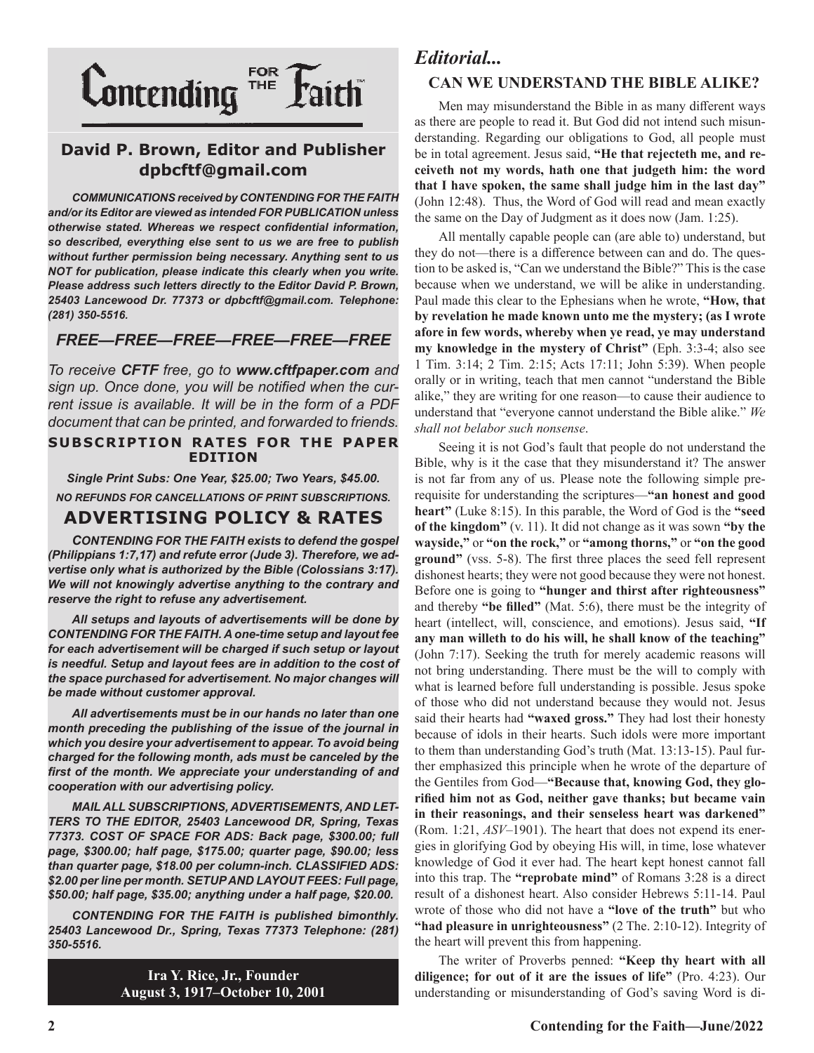# Contending FOR THE Faith™

## David P. Brown, Editor and Publisher
**dpbcftf@gmail.com**

***COMMUNICATIONS received by CONTENDING FOR THE FAITH and/or its Editor are viewed as intended FOR PUBLICATION unless otherwise stated. Whereas we respect confidential information, so described, everything else sent to us we are free to publish without further permission being necessary. Anything sent to us NOT for publication, please indicate this clearly when you write. Please address such letters directly to the Editor David P. Brown, 25403 Lancewood Dr. 77373 or dpbcftf@gmail.com. Telephone: (281) 350-5516.***

## *FREE—FREE—FREE—FREE—FREE—FREE*

*To receive **CFTF** free, go to **www.cftfpaper.com** and sign up. Once done, you will be notified when the current issue is available. It will be in the form of a PDF document that can be printed, and forwarded to friends.*

**SUBSCRIPTION RATES FOR THE PAPER EDITION**

***Single Print Subs: One Year, $25.00; Two Years, $45.00.***

***NO REFUNDS FOR CANCELLATIONS OF PRINT SUBSCRIPTIONS.***

## ADVERTISING POLICY & RATES

***CONTENDING FOR THE FAITH exists to defend the gospel (Philippians 1:7,17) and refute error (Jude 3). Therefore, we advertise only what is authorized by the Bible (Colossians 3:17). We will not knowingly advertise anything to the contrary and reserve the right to refuse any advertisement.***

***All setups and layouts of advertisements will be done by CONTENDING FOR THE FAITH. A one-time setup and layout fee for each advertisement will be charged if such setup or layout is needful. Setup and layout fees are in addition to the cost of the space purchased for advertisement. No major changes will be made without customer approval.***

***All advertisements must be in our hands no later than one month preceding the publishing of the issue of the journal in which you desire your advertisement to appear. To avoid being charged for the following month, ads must be canceled by the first of the month. We appreciate your understanding of and cooperation with our advertising policy.***

***MAIL ALL SUBSCRIPTIONS, ADVERTISEMENTS, AND LETTERS TO THE EDITOR, 25403 Lancewood DR, Spring, Texas 77373. COST OF SPACE FOR ADS: Back page, $300.00; full page, $300.00; half page, $175.00; quarter page, $90.00; less than quarter page, $18.00 per column-inch. CLASSIFIED ADS: $2.00 per line per month. SETUP AND LAYOUT FEES: Full page, $50.00; half page, $35.00; anything under a half page, $20.00.***

***CONTENDING FOR THE FAITH is published bimonthly. 25403 Lancewood Dr., Spring, Texas 77373 Telephone: (281) 350-5516.***

**Ira Y. Rice, Jr., Founder**
**August 3, 1917–October 10, 2001**

# *Editorial...*

## CAN WE UNDERSTAND THE BIBLE ALIKE?

Men may misunderstand the Bible in as many different ways as there are people to read it. But God did not intend such misunderstanding. Regarding our obligations to God, all people must be in total agreement. Jesus said, **"He that rejecteth me, and receiveth not my words, hath one that judgeth him: the word that I have spoken, the same shall judge him in the last day"** (John 12:48). Thus, the Word of God will read and mean exactly the same on the Day of Judgment as it does now (Jam. 1:25).

All mentally capable people can (are able to) understand, but they do not—there is a difference between can and do. The question to be asked is, "Can we understand the Bible?" This is the case because when we understand, we will be alike in understanding. Paul made this clear to the Ephesians when he wrote, **"How, that by revelation he made known unto me the mystery; (as I wrote afore in few words, whereby when ye read, ye may understand my knowledge in the mystery of Christ"** (Eph. 3:3-4; also see 1 Tim. 3:14; 2 Tim. 2:15; Acts 17:11; John 5:39). When people orally or in writing, teach that men cannot "understand the Bible alike," they are writing for one reason—to cause their audience to understand that "everyone cannot understand the Bible alike." *We shall not belabor such nonsense*.

Seeing it is not God's fault that people do not understand the Bible, why is it the case that they misunderstand it? The answer is not far from any of us. Please note the following simple prerequisite for understanding the scriptures—**"an honest and good heart"** (Luke 8:15). In this parable, the Word of God is the **"seed of the kingdom"** (v. 11). It did not change as it was sown **"by the wayside,"** or **"on the rock,"** or **"among thorns,"** or **"on the good ground"** (vss. 5-8). The first three places the seed fell represent dishonest hearts; they were not good because they were not honest. Before one is going to **"hunger and thirst after righteousness"** and thereby **"be filled"** (Mat. 5:6), there must be the integrity of heart (intellect, will, conscience, and emotions). Jesus said, **"If any man willeth to do his will, he shall know of the teaching"** (John 7:17). Seeking the truth for merely academic reasons will not bring understanding. There must be the will to comply with what is learned before full understanding is possible. Jesus spoke of those who did not understand because they would not. Jesus said their hearts had **"waxed gross."** They had lost their honesty because of idols in their hearts. Such idols were more important to them than understanding God's truth (Mat. 13:13-15). Paul further emphasized this principle when he wrote of the departure of the Gentiles from God—**"Because that, knowing God, they glorified him not as God, neither gave thanks; but became vain in their reasonings, and their senseless heart was darkened"** (Rom. 1:21, *ASV*–1901). The heart that does not expend its energies in glorifying God by obeying His will, in time, lose whatever knowledge of God it ever had. The heart kept honest cannot fall into this trap. The **"reprobate mind"** of Romans 3:28 is a direct result of a dishonest heart. Also consider Hebrews 5:11-14. Paul wrote of those who did not have a **"love of the truth"** but who **"had pleasure in unrighteousness"** (2 The. 2:10-12). Integrity of the heart will prevent this from happening.

The writer of Proverbs penned: **"Keep thy heart with all diligence; for out of it are the issues of life"** (Pro. 4:23). Our understanding or misunderstanding of God's saving Word is di-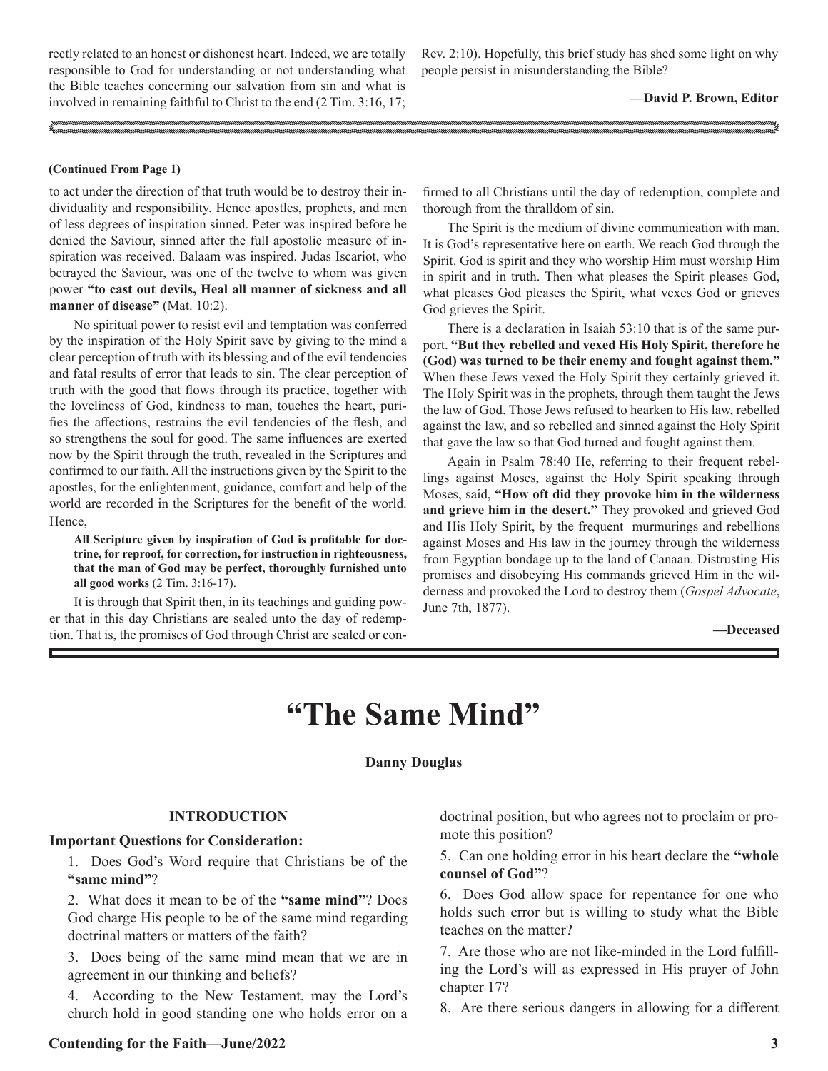rectly related to an honest or dishonest heart. Indeed, we are totally responsible to God for understanding or not understanding what the Bible teaches concerning our salvation from sin and what is involved in remaining faithful to Christ to the end (2 Tim. 3:16, 17; Rev. 2:10). Hopefully, this brief study has shed some light on why people persist in misunderstanding the Bible?

**—David P. Brown, Editor**

---

**(Continued From Page 1)**

to act under the direction of that truth would be to destroy their individuality and responsibility. Hence apostles, prophets, and men of less degrees of inspiration sinned. Peter was inspired before he denied the Saviour, sinned after the full apostolic measure of inspiration was received. Balaam was inspired. Judas Iscariot, who betrayed the Saviour, was one of the twelve to whom was given power **"to cast out devils, Heal all manner of sickness and all manner of disease"** (Mat. 10:2).

No spiritual power to resist evil and temptation was conferred by the inspiration of the Holy Spirit save by giving to the mind a clear perception of truth with its blessing and of the evil tendencies and fatal results of error that leads to sin. The clear perception of truth with the good that flows through its practice, together with the loveliness of God, kindness to man, touches the heart, purifies the affections, restrains the evil tendencies of the flesh, and so strengthens the soul for good. The same influences are exerted now by the Spirit through the truth, revealed in the Scriptures and confirmed to our faith. All the instructions given by the Spirit to the apostles, for the enlightenment, guidance, comfort and help of the world are recorded in the Scriptures for the benefit of the world. Hence,

> **All Scripture given by inspiration of God is profitable for doctrine, for reproof, for correction, for instruction in righteousness, that the man of God may be perfect, thoroughly furnished unto all good works** (2 Tim. 3:16-17).

It is through that Spirit then, in its teachings and guiding power that in this day Christians are sealed unto the day of redemption. That is, the promises of God through Christ are sealed or confirmed to all Christians until the day of redemption, complete and thorough from the thralldom of sin.

The Spirit is the medium of divine communication with man. It is God's representative here on earth. We reach God through the Spirit. God is spirit and they who worship Him must worship Him in spirit and in truth. Then what pleases the Spirit pleases God, what pleases God pleases the Spirit, what vexes God or grieves God grieves the Spirit.

There is a declaration in Isaiah 53:10 that is of the same purport. **"But they rebelled and vexed His Holy Spirit, therefore he (God) was turned to be their enemy and fought against them."** When these Jews vexed the Holy Spirit they certainly grieved it. The Holy Spirit was in the prophets, through them taught the Jews the law of God. Those Jews refused to hearken to His law, rebelled against the law, and so rebelled and sinned against the Holy Spirit that gave the law so that God turned and fought against them.

Again in Psalm 78:40 He, referring to their frequent rebellings against Moses, against the Holy Spirit speaking through Moses, said, **"How oft did they provoke him in the wilderness and grieve him in the desert."** They provoked and grieved God and His Holy Spirit, by the frequent murmurings and rebellions against Moses and His law in the journey through the wilderness from Egyptian bondage up to the land of Canaan. Distrusting His promises and disobeying His commands grieved Him in the wilderness and provoked the Lord to destroy them (*Gospel Advocate*, June 7th, 1877).

**—Deceased**

---

# "The Same Mind"

**Danny Douglas**

### INTRODUCTION

**Important Questions for Consideration:**

1. Does God's Word require that Christians be of the **"same mind"**?

2. What does it mean to be of the **"same mind"**? Does God charge His people to be of the same mind regarding doctrinal matters or matters of the faith?

3. Does being of the same mind mean that we are in agreement in our thinking and beliefs?

4. According to the New Testament, may the Lord's church hold in good standing one who holds error on a doctrinal position, but who agrees not to proclaim or promote this position?

5. Can one holding error in his heart declare the **"whole counsel of God"**?

6. Does God allow space for repentance for one who holds such error but is willing to study what the Bible teaches on the matter?

7. Are those who are not like-minded in the Lord fulfilling the Lord's will as expressed in His prayer of John chapter 17?

8. Are there serious dangers in allowing for a different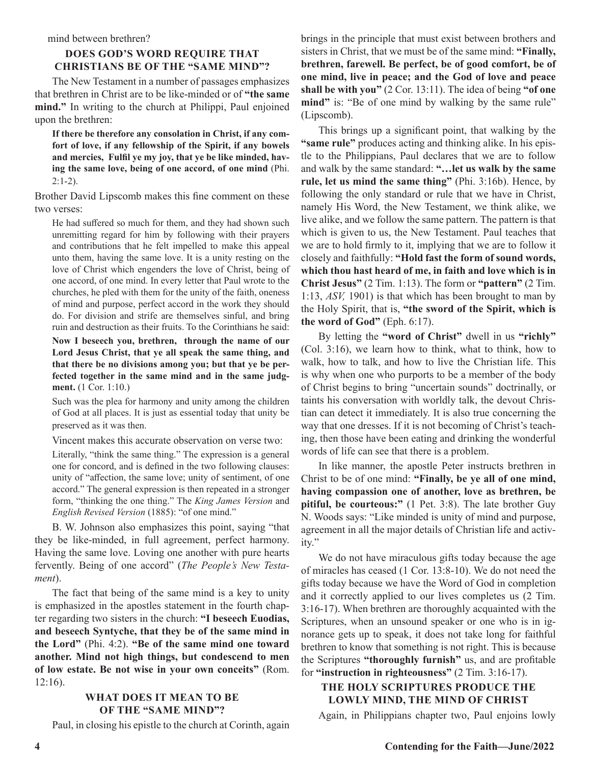mind between brethren?

### DOES GOD'S WORD REQUIRE THAT CHRISTIANS BE OF THE "SAME MIND"?

The New Testament in a number of passages emphasizes that brethren in Christ are to be like-minded or of **"the same mind."** In writing to the church at Philippi, Paul enjoined upon the brethren:

> **If there be therefore any consolation in Christ, if any comfort of love, if any fellowship of the Spirit, if any bowels and mercies, Fulfil ye my joy, that ye be like minded, having the same love, being of one accord, of one mind** (Phi. 2:1-2).

Brother David Lipscomb makes this fine comment on these two verses:

> He had suffered so much for them, and they had shown such unremitting regard for him by following with their prayers and contributions that he felt impelled to make this appeal unto them, having the same love. It is a unity resting on the love of Christ which engenders the love of Christ, being of one accord, of one mind. In every letter that Paul wrote to the churches, he pled with them for the unity of the faith, oneness of mind and purpose, perfect accord in the work they should do. For division and strife are themselves sinful, and bring ruin and destruction as their fruits. To the Corinthians he said:
>
> **Now I beseech you, brethren, through the name of our Lord Jesus Christ, that ye all speak the same thing, and that there be no divisions among you; but that ye be perfected together in the same mind and in the same judgment.** (1 Cor. 1:10.)
>
> Such was the plea for harmony and unity among the children of God at all places. It is just as essential today that unity be preserved as it was then.
>
> Vincent makes this accurate observation on verse two:
>
> Literally, "think the same thing." The expression is a general one for concord, and is defined in the two following clauses: unity of "affection, the same love; unity of sentiment, of one accord." The general expression is then repeated in a stronger form, "thinking the one thing." The *King James Version* and *English Revised Version* (1885): "of one mind."

B. W. Johnson also emphasizes this point, saying "that they be like-minded, in full agreement, perfect harmony. Having the same love. Loving one another with pure hearts fervently. Being of one accord" (*The People's New Testament*).

The fact that being of the same mind is a key to unity is emphasized in the apostles statement in the fourth chapter regarding two sisters in the church: **"I beseech Euodias, and beseech Syntyche, that they be of the same mind in the Lord"** (Phi. 4:2). **"Be of the same mind one toward another. Mind not high things, but condescend to men of low estate. Be not wise in your own conceits"** (Rom. 12:16).

### WHAT DOES IT MEAN TO BE OF THE "SAME MIND"?

Paul, in closing his epistle to the church at Corinth, again brings in the principle that must exist between brothers and sisters in Christ, that we must be of the same mind: **"Finally, brethren, farewell. Be perfect, be of good comfort, be of one mind, live in peace; and the God of love and peace shall be with you"** (2 Cor. 13:11). The idea of being **"of one mind"** is: "Be of one mind by walking by the same rule" (Lipscomb).

This brings up a significant point, that walking by the **"same rule"** produces acting and thinking alike. In his epistle to the Philippians, Paul declares that we are to follow and walk by the same standard: **"…let us walk by the same rule, let us mind the same thing"** (Phi. 3:16b). Hence, by following the only standard or rule that we have in Christ, namely His Word, the New Testament, we think alike, we live alike, and we follow the same pattern. The pattern is that which is given to us, the New Testament. Paul teaches that we are to hold firmly to it, implying that we are to follow it closely and faithfully: **"Hold fast the form of sound words, which thou hast heard of me, in faith and love which is in Christ Jesus"** (2 Tim. 1:13). The form or **"pattern"** (2 Tim. 1:13, *ASV,* 1901) is that which has been brought to man by the Holy Spirit, that is, **"the sword of the Spirit, which is the word of God"** (Eph. 6:17).

By letting the **"word of Christ"** dwell in us **"richly"** (Col. 3:16), we learn how to think, what to think, how to walk, how to talk, and how to live the Christian life. This is why when one who purports to be a member of the body of Christ begins to bring "uncertain sounds" doctrinally, or taints his conversation with worldly talk, the devout Christian can detect it immediately. It is also true concerning the way that one dresses. If it is not becoming of Christ's teaching, then those have been eating and drinking the wonderful words of life can see that there is a problem.

In like manner, the apostle Peter instructs brethren in Christ to be of one mind: **"Finally, be ye all of one mind, having compassion one of another, love as brethren, be pitiful, be courteous:"** (1 Pet. 3:8). The late brother Guy N. Woods says: "Like minded is unity of mind and purpose, agreement in all the major details of Christian life and activity."

We do not have miraculous gifts today because the age of miracles has ceased (1 Cor. 13:8-10). We do not need the gifts today because we have the Word of God in completion and it correctly applied to our lives completes us (2 Tim. 3:16-17). When brethren are thoroughly acquainted with the Scriptures, when an unsound speaker or one who is in ignorance gets up to speak, it does not take long for faithful brethren to know that something is not right. This is because the Scriptures **"thoroughly furnish"** us, and are profitable for **"instruction in righteousness"** (2 Tim. 3:16-17).

### THE HOLY SCRIPTURES PRODUCE THE LOWLY MIND, THE MIND OF CHRIST

Again, in Philippians chapter two, Paul enjoins lowly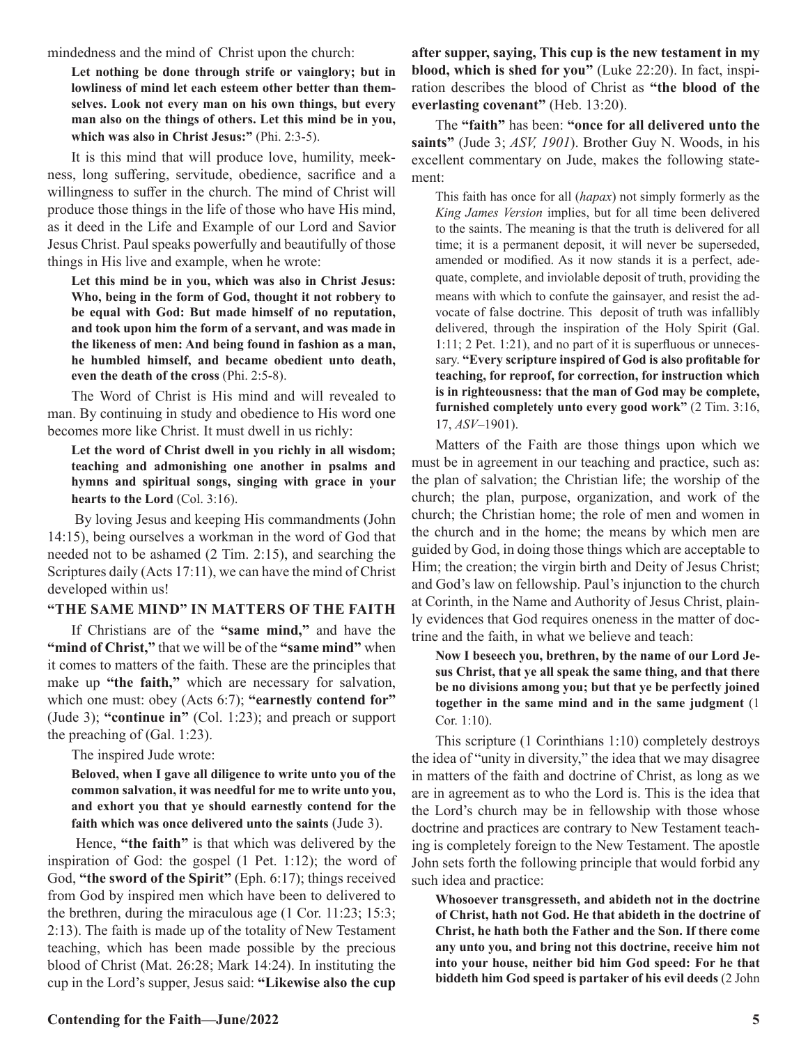mindedness and the mind of Christ upon the church:

> **Let nothing be done through strife or vainglory; but in lowliness of mind let each esteem other better than themselves. Look not every man on his own things, but every man also on the things of others. Let this mind be in you, which was also in Christ Jesus:"** (Phi. 2:3-5).

It is this mind that will produce love, humility, meekness, long suffering, servitude, obedience, sacrifice and a willingness to suffer in the church. The mind of Christ will produce those things in the life of those who have His mind, as it deed in the Life and Example of our Lord and Savior Jesus Christ. Paul speaks powerfully and beautifully of those things in His live and example, when he wrote:

> **Let this mind be in you, which was also in Christ Jesus: Who, being in the form of God, thought it not robbery to be equal with God: But made himself of no reputation, and took upon him the form of a servant, and was made in the likeness of men: And being found in fashion as a man, he humbled himself, and became obedient unto death, even the death of the cross** (Phi. 2:5-8).

The Word of Christ is His mind and will revealed to man. By continuing in study and obedience to His word one becomes more like Christ. It must dwell in us richly:

> **Let the word of Christ dwell in you richly in all wisdom; teaching and admonishing one another in psalms and hymns and spiritual songs, singing with grace in your hearts to the Lord** (Col. 3:16).

By loving Jesus and keeping His commandments (John 14:15), being ourselves a workman in the word of God that needed not to be ashamed (2 Tim. 2:15), and searching the Scriptures daily (Acts 17:11), we can have the mind of Christ developed within us!

### "THE SAME MIND" IN MATTERS OF THE FAITH

If Christians are of the **"same mind,"** and have the **"mind of Christ,"** that we will be of the **"same mind"** when it comes to matters of the faith. These are the principles that make up **"the faith,"** which are necessary for salvation, which one must: obey (Acts 6:7); **"earnestly contend for"** (Jude 3); **"continue in"** (Col. 1:23); and preach or support the preaching of (Gal. 1:23).

The inspired Jude wrote:

> **Beloved, when I gave all diligence to write unto you of the common salvation, it was needful for me to write unto you, and exhort you that ye should earnestly contend for the faith which was once delivered unto the saints** (Jude 3).

Hence, **"the faith"** is that which was delivered by the inspiration of God: the gospel (1 Pet. 1:12); the word of God, **"the sword of the Spirit"** (Eph. 6:17); things received from God by inspired men which have been to delivered to the brethren, during the miraculous age (1 Cor. 11:23; 15:3; 2:13). The faith is made up of the totality of New Testament teaching, which has been made possible by the precious blood of Christ (Mat. 26:28; Mark 14:24). In instituting the cup in the Lord's supper, Jesus said: **"Likewise also the cup after supper, saying, This cup is the new testament in my blood, which is shed for you"** (Luke 22:20). In fact, inspiration describes the blood of Christ as **"the blood of the everlasting covenant"** (Heb. 13:20).

The **"faith"** has been: **"once for all delivered unto the saints"** (Jude 3; *ASV, 1901*). Brother Guy N. Woods, in his excellent commentary on Jude, makes the following statement:

> This faith has once for all (*hapax*) not simply formerly as the *King James Version* implies, but for all time been delivered to the saints. The meaning is that the truth is delivered for all time; it is a permanent deposit, it will never be superseded, amended or modified. As it now stands it is a perfect, adequate, complete, and inviolable deposit of truth, providing the means with which to confute the gainsayer, and resist the advocate of false doctrine. This deposit of truth was infallibly delivered, through the inspiration of the Holy Spirit (Gal. 1:11; 2 Pet. 1:21), and no part of it is superfluous or unnecessary. **"Every scripture inspired of God is also profitable for teaching, for reproof, for correction, for instruction which is in righteousness: that the man of God may be complete, furnished completely unto every good work"** (2 Tim. 3:16, 17, *ASV*–1901).

Matters of the Faith are those things upon which we must be in agreement in our teaching and practice, such as: the plan of salvation; the Christian life; the worship of the church; the plan, purpose, organization, and work of the church; the Christian home; the role of men and women in the church and in the home; the means by which men are guided by God, in doing those things which are acceptable to Him; the creation; the virgin birth and Deity of Jesus Christ; and God's law on fellowship. Paul's injunction to the church at Corinth, in the Name and Authority of Jesus Christ, plainly evidences that God requires oneness in the matter of doctrine and the faith, in what we believe and teach:

> **Now I beseech you, brethren, by the name of our Lord Jesus Christ, that ye all speak the same thing, and that there be no divisions among you; but that ye be perfectly joined together in the same mind and in the same judgment** (1 Cor. 1:10).

This scripture (1 Corinthians 1:10) completely destroys the idea of "unity in diversity," the idea that we may disagree in matters of the faith and doctrine of Christ, as long as we are in agreement as to who the Lord is. This is the idea that the Lord's church may be in fellowship with those whose doctrine and practices are contrary to New Testament teaching is completely foreign to the New Testament. The apostle John sets forth the following principle that would forbid any such idea and practice:

> **Whosoever transgresseth, and abideth not in the doctrine of Christ, hath not God. He that abideth in the doctrine of Christ, he hath both the Father and the Son. If there come any unto you, and bring not this doctrine, receive him not into your house, neither bid him God speed: For he that biddeth him God speed is partaker of his evil deeds** (2 John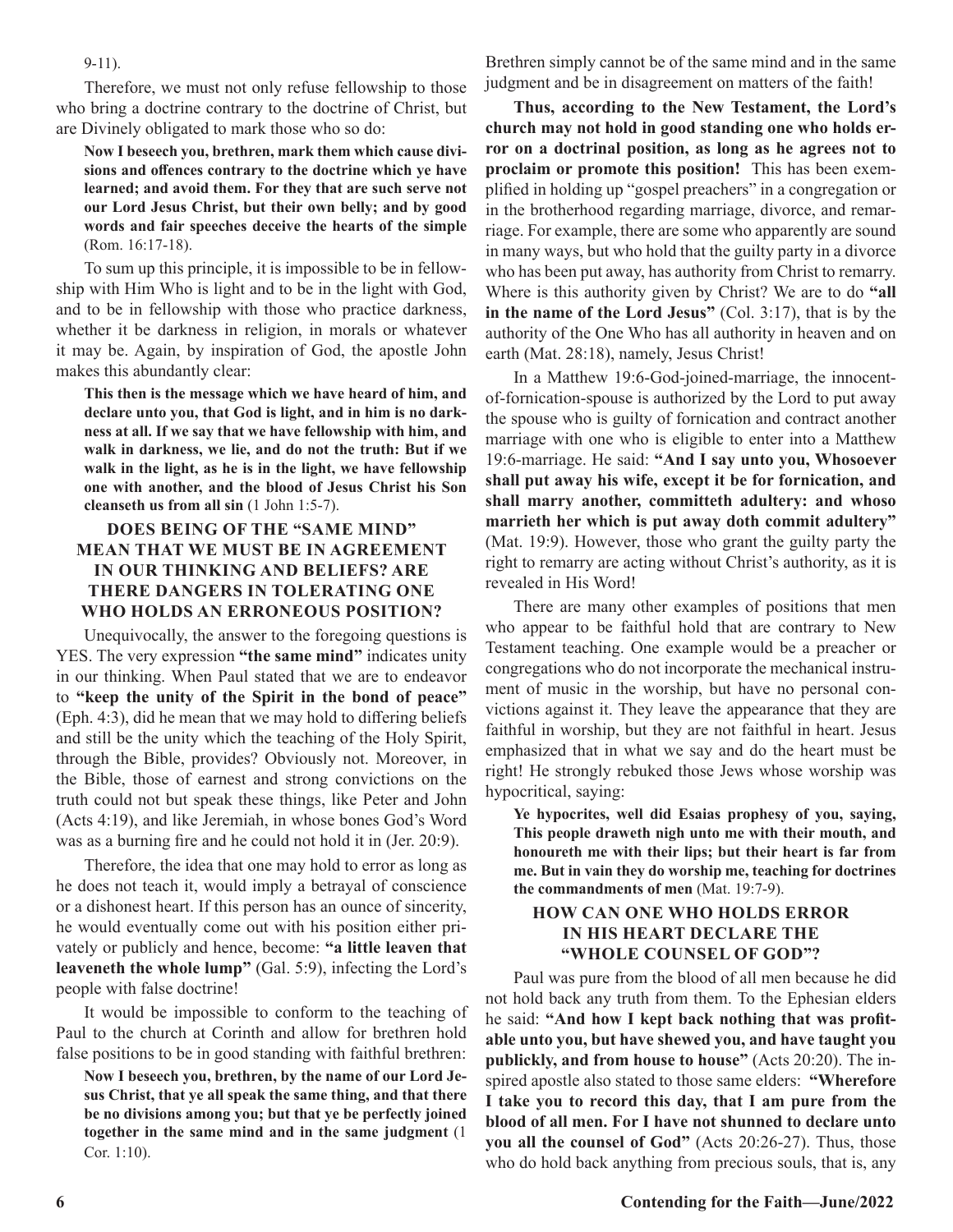9-11).

Therefore, we must not only refuse fellowship to those who bring a doctrine contrary to the doctrine of Christ, but are Divinely obligated to mark those who so do:

> **Now I beseech you, brethren, mark them which cause divisions and offences contrary to the doctrine which ye have learned; and avoid them. For they that are such serve not our Lord Jesus Christ, but their own belly; and by good words and fair speeches deceive the hearts of the simple** (Rom. 16:17-18).

To sum up this principle, it is impossible to be in fellowship with Him Who is light and to be in the light with God, and to be in fellowship with those who practice darkness, whether it be darkness in religion, in morals or whatever it may be. Again, by inspiration of God, the apostle John makes this abundantly clear:

> **This then is the message which we have heard of him, and declare unto you, that God is light, and in him is no darkness at all. If we say that we have fellowship with him, and walk in darkness, we lie, and do not the truth: But if we walk in the light, as he is in the light, we have fellowship one with another, and the blood of Jesus Christ his Son cleanseth us from all sin** (1 John 1:5-7).

## DOES BEING OF THE "SAME MIND" MEAN THAT WE MUST BE IN AGREEMENT IN OUR THINKING AND BELIEFS? ARE THERE DANGERS IN TOLERATING ONE WHO HOLDS AN ERRONEOUS POSITION?

Unequivocally, the answer to the foregoing questions is YES. The very expression **"the same mind"** indicates unity in our thinking. When Paul stated that we are to endeavor to **"keep the unity of the Spirit in the bond of peace"** (Eph. 4:3), did he mean that we may hold to differing beliefs and still be the unity which the teaching of the Holy Spirit, through the Bible, provides? Obviously not. Moreover, in the Bible, those of earnest and strong convictions on the truth could not but speak these things, like Peter and John (Acts 4:19), and like Jeremiah, in whose bones God's Word was as a burning fire and he could not hold it in (Jer. 20:9).

Therefore, the idea that one may hold to error as long as he does not teach it, would imply a betrayal of conscience or a dishonest heart. If this person has an ounce of sincerity, he would eventually come out with his position either privately or publicly and hence, become: **"a little leaven that leaveneth the whole lump"** (Gal. 5:9), infecting the Lord's people with false doctrine!

It would be impossible to conform to the teaching of Paul to the church at Corinth and allow for brethren hold false positions to be in good standing with faithful brethren:

> **Now I beseech you, brethren, by the name of our Lord Jesus Christ, that ye all speak the same thing, and that there be no divisions among you; but that ye be perfectly joined together in the same mind and in the same judgment** (1 Cor. 1:10).

Brethren simply cannot be of the same mind and in the same judgment and be in disagreement on matters of the faith!

**Thus, according to the New Testament, the Lord's church may not hold in good standing one who holds error on a doctrinal position, as long as he agrees not to proclaim or promote this position!** This has been exemplified in holding up "gospel preachers" in a congregation or in the brotherhood regarding marriage, divorce, and remarriage. For example, there are some who apparently are sound in many ways, but who hold that the guilty party in a divorce who has been put away, has authority from Christ to remarry. Where is this authority given by Christ? We are to do **"all in the name of the Lord Jesus"** (Col. 3:17), that is by the authority of the One Who has all authority in heaven and on earth (Mat. 28:18), namely, Jesus Christ!

In a Matthew 19:6-God-joined-marriage, the innocent-of-fornication-spouse is authorized by the Lord to put away the spouse who is guilty of fornication and contract another marriage with one who is eligible to enter into a Matthew 19:6-marriage. He said: **"And I say unto you, Whosoever shall put away his wife, except it be for fornication, and shall marry another, committeth adultery: and whoso marrieth her which is put away doth commit adultery"** (Mat. 19:9). However, those who grant the guilty party the right to remarry are acting without Christ's authority, as it is revealed in His Word!

There are many other examples of positions that men who appear to be faithful hold that are contrary to New Testament teaching. One example would be a preacher or congregations who do not incorporate the mechanical instrument of music in the worship, but have no personal convictions against it. They leave the appearance that they are faithful in worship, but they are not faithful in heart. Jesus emphasized that in what we say and do the heart must be right! He strongly rebuked those Jews whose worship was hypocritical, saying:

> **Ye hypocrites, well did Esaias prophesy of you, saying, This people draweth nigh unto me with their mouth, and honoureth me with their lips; but their heart is far from me. But in vain they do worship me, teaching for doctrines the commandments of men** (Mat. 19:7-9).

## HOW CAN ONE WHO HOLDS ERROR IN HIS HEART DECLARE THE "WHOLE COUNSEL OF GOD"?

Paul was pure from the blood of all men because he did not hold back any truth from them. To the Ephesian elders he said: **"And how I kept back nothing that was profitable unto you, but have shewed you, and have taught you publickly, and from house to house"** (Acts 20:20). The inspired apostle also stated to those same elders: **"Wherefore I take you to record this day, that I am pure from the blood of all men. For I have not shunned to declare unto you all the counsel of God"** (Acts 20:26-27). Thus, those who do hold back anything from precious souls, that is, any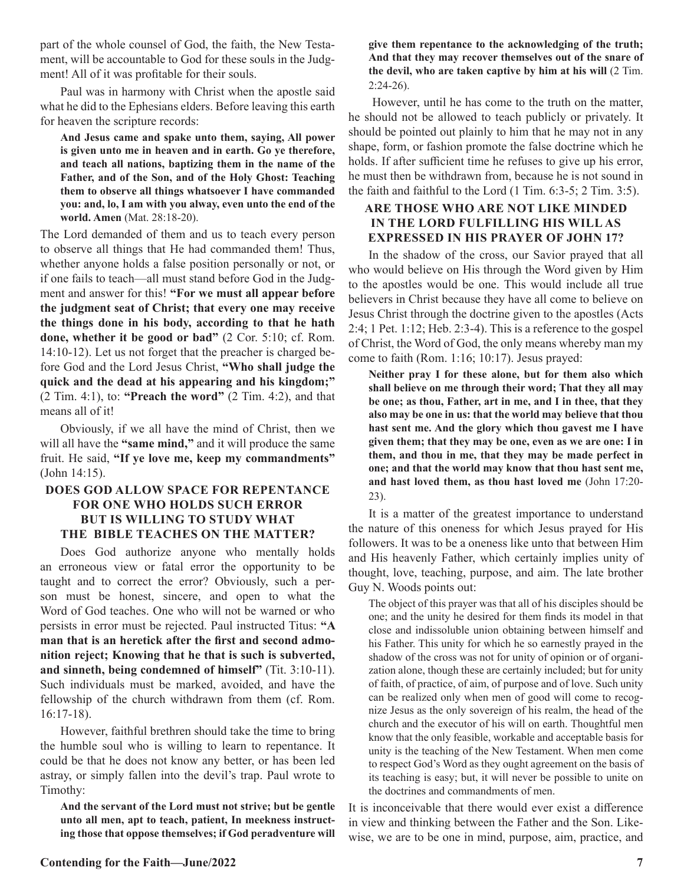part of the whole counsel of God, the faith, the New Testament, will be accountable to God for these souls in the Judgment! All of it was profitable for their souls.

Paul was in harmony with Christ when the apostle said what he did to the Ephesians elders. Before leaving this earth for heaven the scripture records:

> **And Jesus came and spake unto them, saying, All power is given unto me in heaven and in earth. Go ye therefore, and teach all nations, baptizing them in the name of the Father, and of the Son, and of the Holy Ghost: Teaching them to observe all things whatsoever I have commanded you: and, lo, I am with you alway, even unto the end of the world. Amen** (Mat. 28:18-20).

The Lord demanded of them and us to teach every person to observe all things that He had commanded them! Thus, whether anyone holds a false position personally or not, or if one fails to teach—all must stand before God in the Judgment and answer for this! **"For we must all appear before the judgment seat of Christ; that every one may receive the things done in his body, according to that he hath done, whether it be good or bad"** (2 Cor. 5:10; cf. Rom. 14:10-12). Let us not forget that the preacher is charged before God and the Lord Jesus Christ, **"Who shall judge the quick and the dead at his appearing and his kingdom;"** (2 Tim. 4:1), to: **"Preach the word"** (2 Tim. 4:2), and that means all of it!

Obviously, if we all have the mind of Christ, then we will all have the **"same mind,"** and it will produce the same fruit. He said, **"If ye love me, keep my commandments"** (John 14:15).

## DOES GOD ALLOW SPACE FOR REPENTANCE FOR ONE WHO HOLDS SUCH ERROR BUT IS WILLING TO STUDY WHAT THE BIBLE TEACHES ON THE MATTER?

Does God authorize anyone who mentally holds an erroneous view or fatal error the opportunity to be taught and to correct the error? Obviously, such a person must be honest, sincere, and open to what the Word of God teaches. One who will not be warned or who persists in error must be rejected. Paul instructed Titus: **"A man that is an heretick after the first and second admonition reject; Knowing that he that is such is subverted, and sinneth, being condemned of himself"** (Tit. 3:10-11). Such individuals must be marked, avoided, and have the fellowship of the church withdrawn from them (cf. Rom. 16:17-18).

However, faithful brethren should take the time to bring the humble soul who is willing to learn to repentance. It could be that he does not know any better, or has been led astray, or simply fallen into the devil's trap. Paul wrote to Timothy:

> **And the servant of the Lord must not strive; but be gentle unto all men, apt to teach, patient, In meekness instructing those that oppose themselves; if God peradventure will give them repentance to the acknowledging of the truth; And that they may recover themselves out of the snare of the devil, who are taken captive by him at his will** (2 Tim. 2:24-26).

However, until he has come to the truth on the matter, he should not be allowed to teach publicly or privately. It should be pointed out plainly to him that he may not in any shape, form, or fashion promote the false doctrine which he holds. If after sufficient time he refuses to give up his error, he must then be withdrawn from, because he is not sound in the faith and faithful to the Lord (1 Tim. 6:3-5; 2 Tim. 3:5).

## ARE THOSE WHO ARE NOT LIKE MINDED IN THE LORD FULFILLING HIS WILL AS EXPRESSED IN HIS PRAYER OF JOHN 17?

In the shadow of the cross, our Savior prayed that all who would believe on His through the Word given by Him to the apostles would be one. This would include all true believers in Christ because they have all come to believe on Jesus Christ through the doctrine given to the apostles (Acts 2:4; 1 Pet. 1:12; Heb. 2:3-4). This is a reference to the gospel of Christ, the Word of God, the only means whereby man my come to faith (Rom. 1:16; 10:17). Jesus prayed:

> **Neither pray I for these alone, but for them also which shall believe on me through their word; That they all may be one; as thou, Father, art in me, and I in thee, that they also may be one in us: that the world may believe that thou hast sent me. And the glory which thou gavest me I have given them; that they may be one, even as we are one: I in them, and thou in me, that they may be made perfect in one; and that the world may know that thou hast sent me, and hast loved them, as thou hast loved me** (John 17:20-23).

It is a matter of the greatest importance to understand the nature of this oneness for which Jesus prayed for His followers. It was to be a oneness like unto that between Him and His heavenly Father, which certainly implies unity of thought, love, teaching, purpose, and aim. The late brother Guy N. Woods points out:

> The object of this prayer was that all of his disciples should be one; and the unity he desired for them finds its model in that close and indissoluble union obtaining between himself and his Father. This unity for which he so earnestly prayed in the shadow of the cross was not for unity of opinion or of organization alone, though these are certainly included; but for unity of faith, of practice, of aim, of purpose and of love. Such unity can be realized only when men of good will come to recognize Jesus as the only sovereign of his realm, the head of the church and the executor of his will on earth. Thoughtful men know that the only feasible, workable and acceptable basis for unity is the teaching of the New Testament. When men come to respect God's Word as they ought agreement on the basis of its teaching is easy; but, it will never be possible to unite on the doctrines and commandments of men.

It is inconceivable that there would ever exist a difference in view and thinking between the Father and the Son. Likewise, we are to be one in mind, purpose, aim, practice, and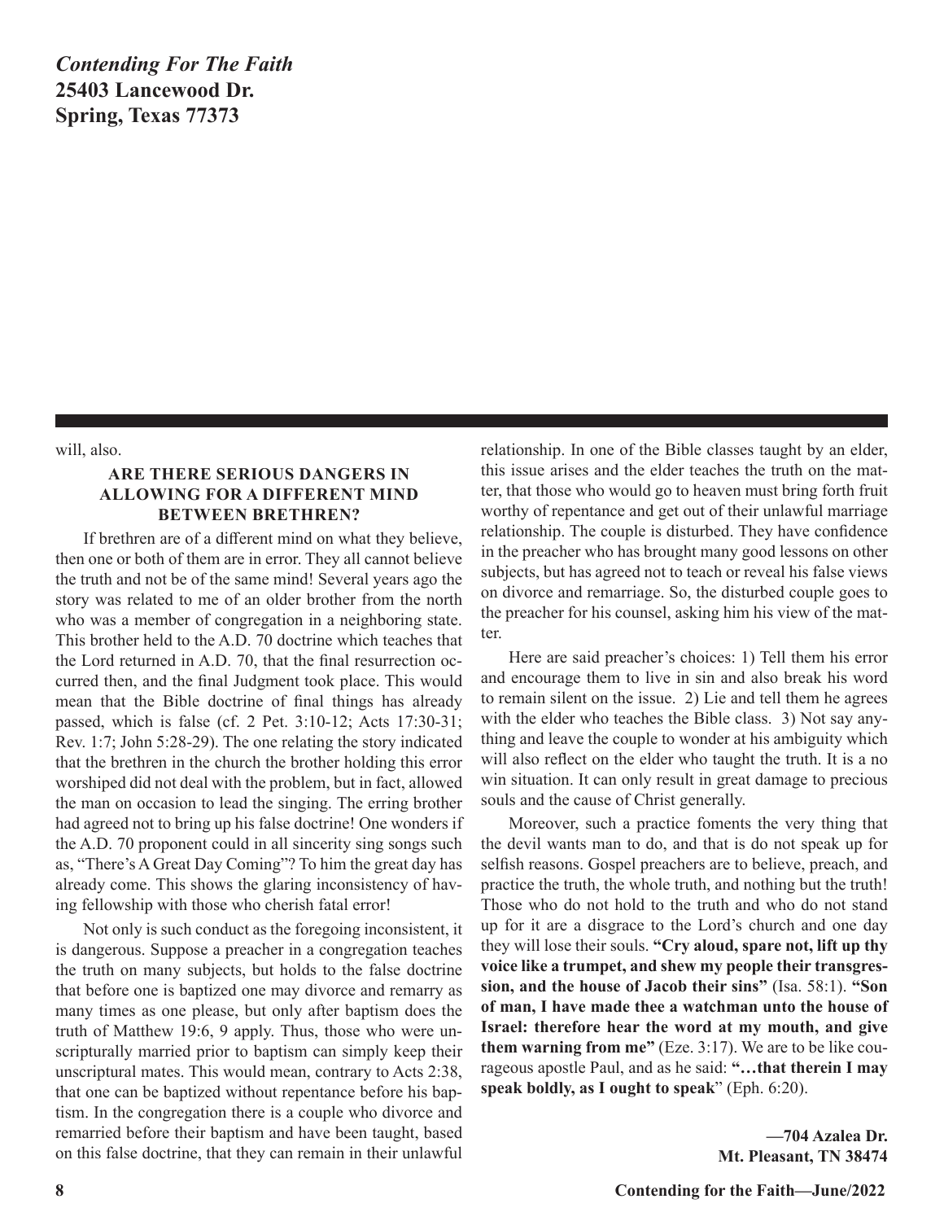*Contending For The Faith*
**25403 Lancewood Dr.**
**Spring, Texas 77373**

will, also.

### ARE THERE SERIOUS DANGERS IN ALLOWING FOR A DIFFERENT MIND BETWEEN BRETHREN?

If brethren are of a different mind on what they believe, then one or both of them are in error. They all cannot believe the truth and not be of the same mind! Several years ago the story was related to me of an older brother from the north who was a member of congregation in a neighboring state. This brother held to the A.D. 70 doctrine which teaches that the Lord returned in A.D. 70, that the final resurrection occurred then, and the final Judgment took place. This would mean that the Bible doctrine of final things has already passed, which is false (cf. 2 Pet. 3:10-12; Acts 17:30-31; Rev. 1:7; John 5:28-29). The one relating the story indicated that the brethren in the church the brother holding this error worshiped did not deal with the problem, but in fact, allowed the man on occasion to lead the singing. The erring brother had agreed not to bring up his false doctrine! One wonders if the A.D. 70 proponent could in all sincerity sing songs such as, "There's A Great Day Coming"? To him the great day has already come. This shows the glaring inconsistency of having fellowship with those who cherish fatal error!

Not only is such conduct as the foregoing inconsistent, it is dangerous. Suppose a preacher in a congregation teaches the truth on many subjects, but holds to the false doctrine that before one is baptized one may divorce and remarry as many times as one please, but only after baptism does the truth of Matthew 19:6, 9 apply. Thus, those who were unscripturally married prior to baptism can simply keep their unscriptural mates. This would mean, contrary to Acts 2:38, that one can be baptized without repentance before his baptism. In the congregation there is a couple who divorce and remarried before their baptism and have been taught, based on this false doctrine, that they can remain in their unlawful relationship. In one of the Bible classes taught by an elder, this issue arises and the elder teaches the truth on the matter, that those who would go to heaven must bring forth fruit worthy of repentance and get out of their unlawful marriage relationship. The couple is disturbed. They have confidence in the preacher who has brought many good lessons on other subjects, but has agreed not to teach or reveal his false views on divorce and remarriage. So, the disturbed couple goes to the preacher for his counsel, asking him his view of the matter.

Here are said preacher's choices: 1) Tell them his error and encourage them to live in sin and also break his word to remain silent on the issue. 2) Lie and tell them he agrees with the elder who teaches the Bible class. 3) Not say anything and leave the couple to wonder at his ambiguity which will also reflect on the elder who taught the truth. It is a no win situation. It can only result in great damage to precious souls and the cause of Christ generally.

Moreover, such a practice foments the very thing that the devil wants man to do, and that is do not speak up for selfish reasons. Gospel preachers are to believe, preach, and practice the truth, the whole truth, and nothing but the truth! Those who do not hold to the truth and who do not stand up for it are a disgrace to the Lord's church and one day they will lose their souls. **"Cry aloud, spare not, lift up thy voice like a trumpet, and shew my people their transgression, and the house of Jacob their sins"** (Isa. 58:1). **"Son of man, I have made thee a watchman unto the house of Israel: therefore hear the word at my mouth, and give them warning from me"** (Eze. 3:17). We are to be like courageous apostle Paul, and as he said: **"…that therein I may speak boldly, as I ought to speak**" (Eph. 6:20).

**—704 Azalea Dr.**
**Mt. Pleasant, TN 38474**